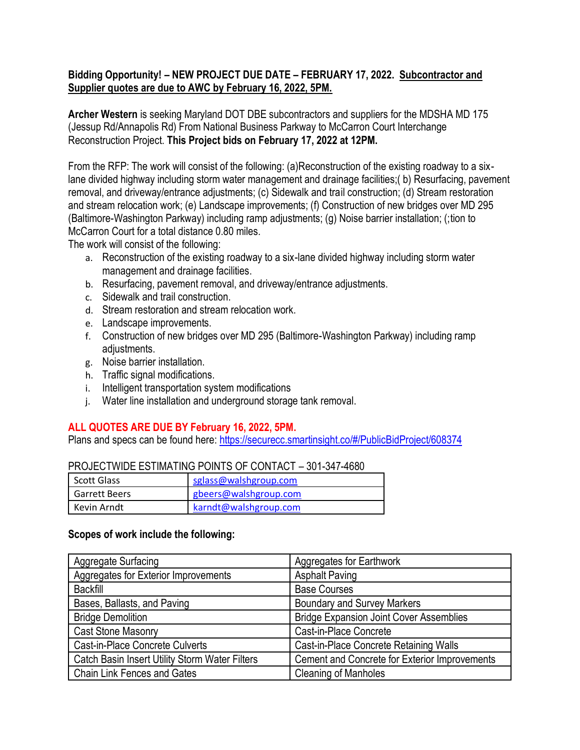**Bidding Opportunity! – NEW PROJECT DUE DATE – FEBRUARY 17, 2022. Subcontractor and Supplier quotes are due to AWC by February 16, 2022, 5PM.**

**Archer Western** is seeking Maryland DOT DBE subcontractors and suppliers for the MDSHA MD 175 (Jessup Rd/Annapolis Rd) From National Business Parkway to McCarron Court Interchange Reconstruction Project. **This Project bids on February 17, 2022 at 12PM.**

From the RFP: The work will consist of the following: (a)Reconstruction of the existing roadway to a six-lane divided highway including storm water management and drainage facilities;( b) Resurfacing, pavement removal, and driveway/entrance adjustments; (c) Sidewalk and trail construction; (d) Stream restoration and stream relocation work; (e) Landscape improvements; (f) Construction of new bridges over MD 295 (Baltimore-Washington Parkway) including ramp adjustments; (g) Noise barrier installation; (;tion to McCarron Court for a total distance 0.80 miles.

The work will consist of the following:

a. Reconstruction of the existing roadway to a six-lane divided highway including storm water management and drainage facilities.
b. Resurfacing, pavement removal, and driveway/entrance adjustments.
c. Sidewalk and trail construction.
d. Stream restoration and stream relocation work.
e. Landscape improvements.
f. Construction of new bridges over MD 295 (Baltimore-Washington Parkway) including ramp adjustments.
g. Noise barrier installation.
h. Traffic signal modifications.
i. Intelligent transportation system modifications
j. Water line installation and underground storage tank removal.

**ALL QUOTES ARE DUE BY February 16, 2022, 5PM.**

Plans and specs can be found here: https://securecc.smartinsight.co/#/PublicBidProject/608374

PROJECTWIDE ESTIMATING POINTS OF CONTACT – 301-347-4680

| | |
|---|---|
| Scott Glass | sglass@walshgroup.com |
| Garrett Beers | gbeers@walshgroup.com |
| Kevin Arndt | karndt@walshgroup.com |

**Scopes of work include the following:**

| | |
|---|---|
| Aggregate Surfacing | Aggregates for Earthwork |
| Aggregates for Exterior Improvements | Asphalt Paving |
| Backfill | Base Courses |
| Bases, Ballasts, and Paving | Boundary and Survey Markers |
| Bridge Demolition | Bridge Expansion Joint Cover Assemblies |
| Cast Stone Masonry | Cast-in-Place Concrete |
| Cast-in-Place Concrete Culverts | Cast-in-Place Concrete Retaining Walls |
| Catch Basin Insert Utility Storm Water Filters | Cement and Concrete for Exterior Improvements |
| Chain Link Fences and Gates | Cleaning of Manholes |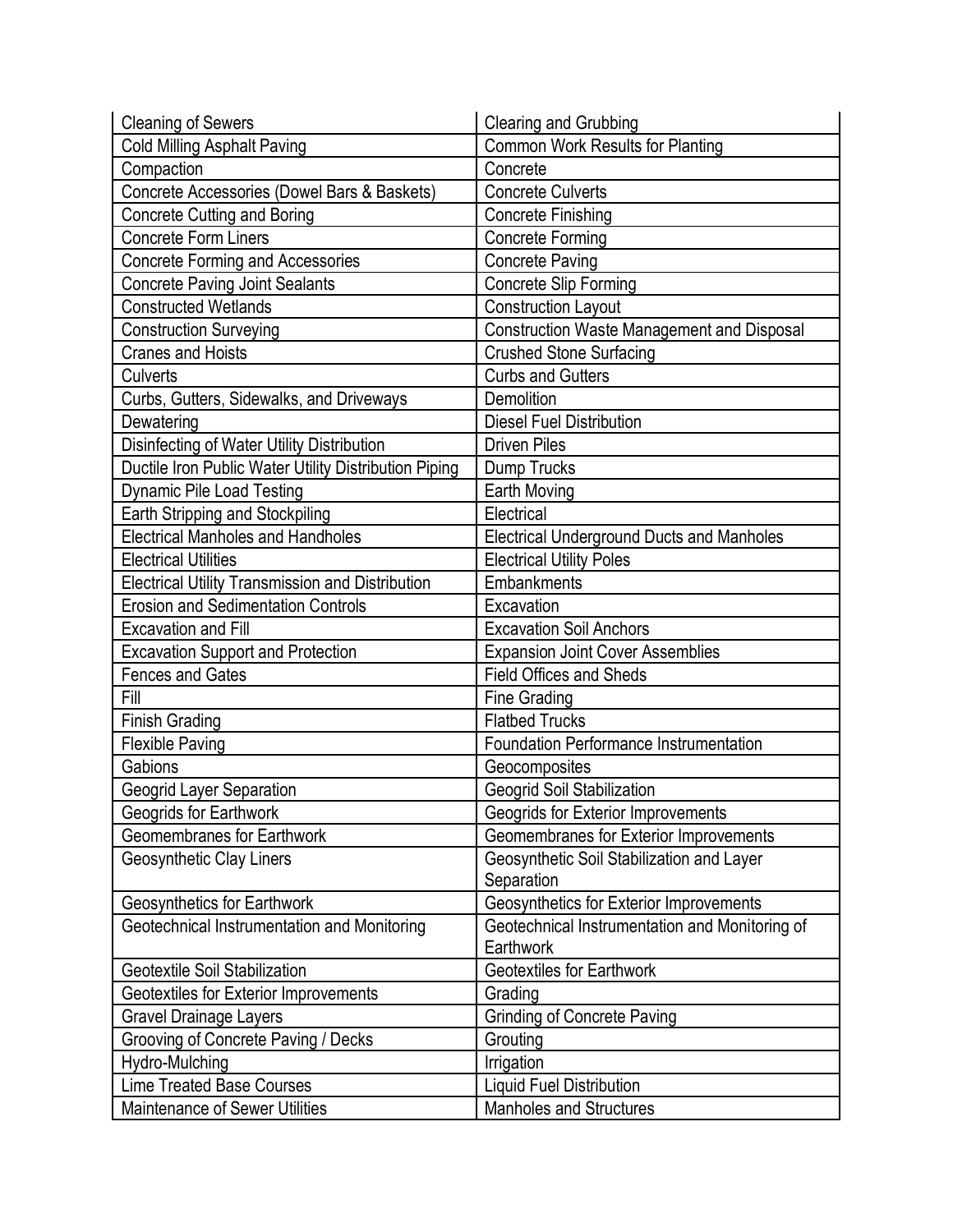| Cleaning of Sewers | Clearing and Grubbing |
|---|---|
| Cold Milling Asphalt Paving | Common Work Results for Planting |
| Compaction | Concrete |
| Concrete Accessories (Dowel Bars & Baskets) | Concrete Culverts |
| Concrete Cutting and Boring | Concrete Finishing |
| Concrete Form Liners | Concrete Forming |
| Concrete Forming and Accessories | Concrete Paving |
| Concrete Paving Joint Sealants | Concrete Slip Forming |
| Constructed Wetlands | Construction Layout |
| Construction Surveying | Construction Waste Management and Disposal |
| Cranes and Hoists | Crushed Stone Surfacing |
| Culverts | Curbs and Gutters |
| Curbs, Gutters, Sidewalks, and Driveways | Demolition |
| Dewatering | Diesel Fuel Distribution |
| Disinfecting of Water Utility Distribution | Driven Piles |
| Ductile Iron Public Water Utility Distribution Piping | Dump Trucks |
| Dynamic Pile Load Testing | Earth Moving |
| Earth Stripping and Stockpiling | Electrical |
| Electrical Manholes and Handholes | Electrical Underground Ducts and Manholes |
| Electrical Utilities | Electrical Utility Poles |
| Electrical Utility Transmission and Distribution | Embankments |
| Erosion and Sedimentation Controls | Excavation |
| Excavation and Fill | Excavation Soil Anchors |
| Excavation Support and Protection | Expansion Joint Cover Assemblies |
| Fences and Gates | Field Offices and Sheds |
| Fill | Fine Grading |
| Finish Grading | Flatbed Trucks |
| Flexible Paving | Foundation Performance Instrumentation |
| Gabions | Geocomposites |
| Geogrid Layer Separation | Geogrid Soil Stabilization |
| Geogrids for Earthwork | Geogrids for Exterior Improvements |
| Geomembranes for Earthwork | Geomembranes for Exterior Improvements |
| Geosynthetic Clay Liners | Geosynthetic Soil Stabilization and Layer Separation |
| Geosynthetics for Earthwork | Geosynthetics for Exterior Improvements |
| Geotechnical Instrumentation and Monitoring | Geotechnical Instrumentation and Monitoring of Earthwork |
| Geotextile Soil Stabilization | Geotextiles for Earthwork |
| Geotextiles for Exterior Improvements | Grading |
| Gravel Drainage Layers | Grinding of Concrete Paving |
| Grooving of Concrete Paving / Decks | Grouting |
| Hydro-Mulching | Irrigation |
| Lime Treated Base Courses | Liquid Fuel Distribution |
| Maintenance of Sewer Utilities | Manholes and Structures |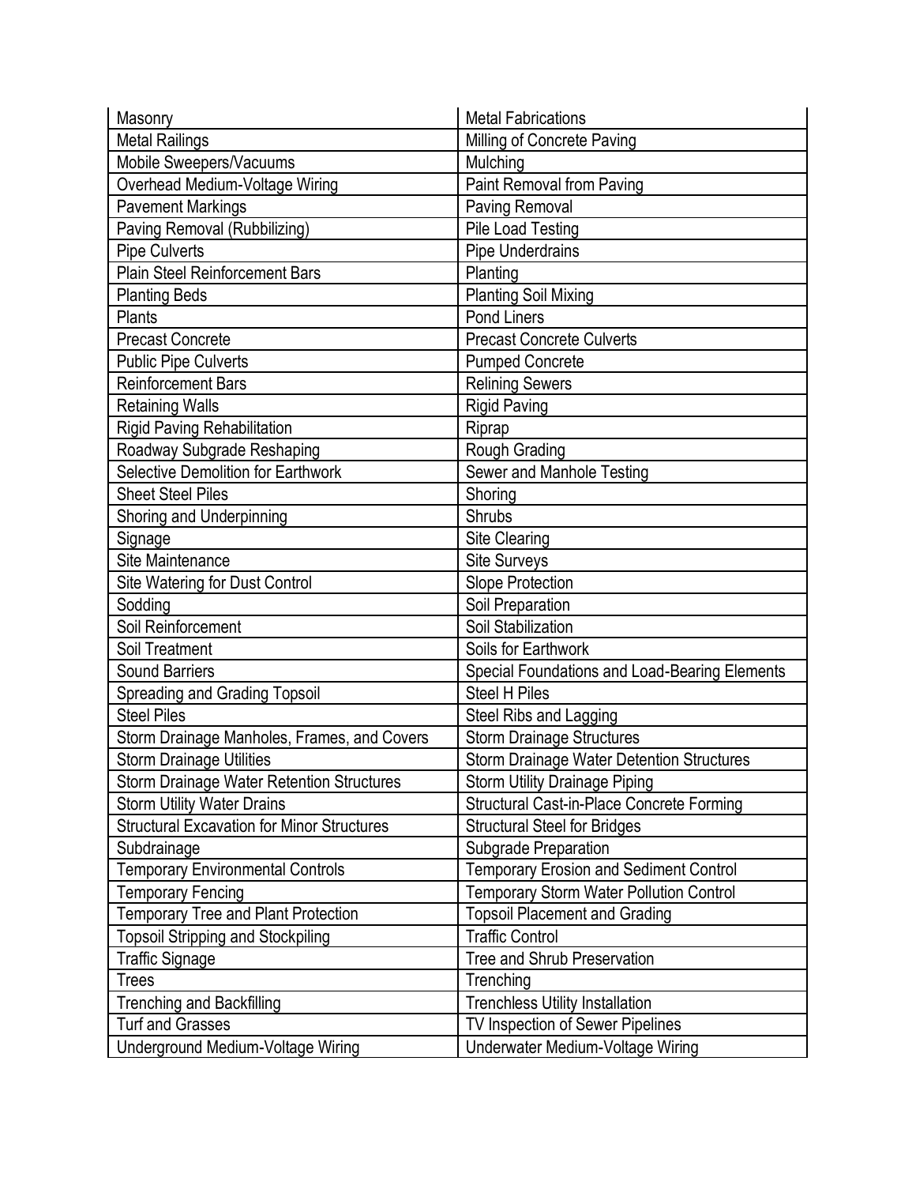| Masonry | Metal Fabrications |
|---|---|
| Metal Railings | Milling of Concrete Paving |
| Mobile Sweepers/Vacuums | Mulching |
| Overhead Medium-Voltage Wiring | Paint Removal from Paving |
| Pavement Markings | Paving Removal |
| Paving Removal (Rubbilizing) | Pile Load Testing |
| Pipe Culverts | Pipe Underdrains |
| Plain Steel Reinforcement Bars | Planting |
| Planting Beds | Planting Soil Mixing |
| Plants | Pond Liners |
| Precast Concrete | Precast Concrete Culverts |
| Public Pipe Culverts | Pumped Concrete |
| Reinforcement Bars | Relining Sewers |
| Retaining Walls | Rigid Paving |
| Rigid Paving Rehabilitation | Riprap |
| Roadway Subgrade Reshaping | Rough Grading |
| Selective Demolition for Earthwork | Sewer and Manhole Testing |
| Sheet Steel Piles | Shoring |
| Shoring and Underpinning | Shrubs |
| Signage | Site Clearing |
| Site Maintenance | Site Surveys |
| Site Watering for Dust Control | Slope Protection |
| Sodding | Soil Preparation |
| Soil Reinforcement | Soil Stabilization |
| Soil Treatment | Soils for Earthwork |
| Sound Barriers | Special Foundations and Load-Bearing Elements |
| Spreading and Grading Topsoil | Steel H Piles |
| Steel Piles | Steel Ribs and Lagging |
| Storm Drainage Manholes, Frames, and Covers | Storm Drainage Structures |
| Storm Drainage Utilities | Storm Drainage Water Detention Structures |
| Storm Drainage Water Retention Structures | Storm Utility Drainage Piping |
| Storm Utility Water Drains | Structural Cast-in-Place Concrete Forming |
| Structural Excavation for Minor Structures | Structural Steel for Bridges |
| Subdrainage | Subgrade Preparation |
| Temporary Environmental Controls | Temporary Erosion and Sediment Control |
| Temporary Fencing | Temporary Storm Water Pollution Control |
| Temporary Tree and Plant Protection | Topsoil Placement and Grading |
| Topsoil Stripping and Stockpiling | Traffic Control |
| Traffic Signage | Tree and Shrub Preservation |
| Trees | Trenching |
| Trenching and Backfilling | Trenchless Utility Installation |
| Turf and Grasses | TV Inspection of Sewer Pipelines |
| Underground Medium-Voltage Wiring | Underwater Medium-Voltage Wiring |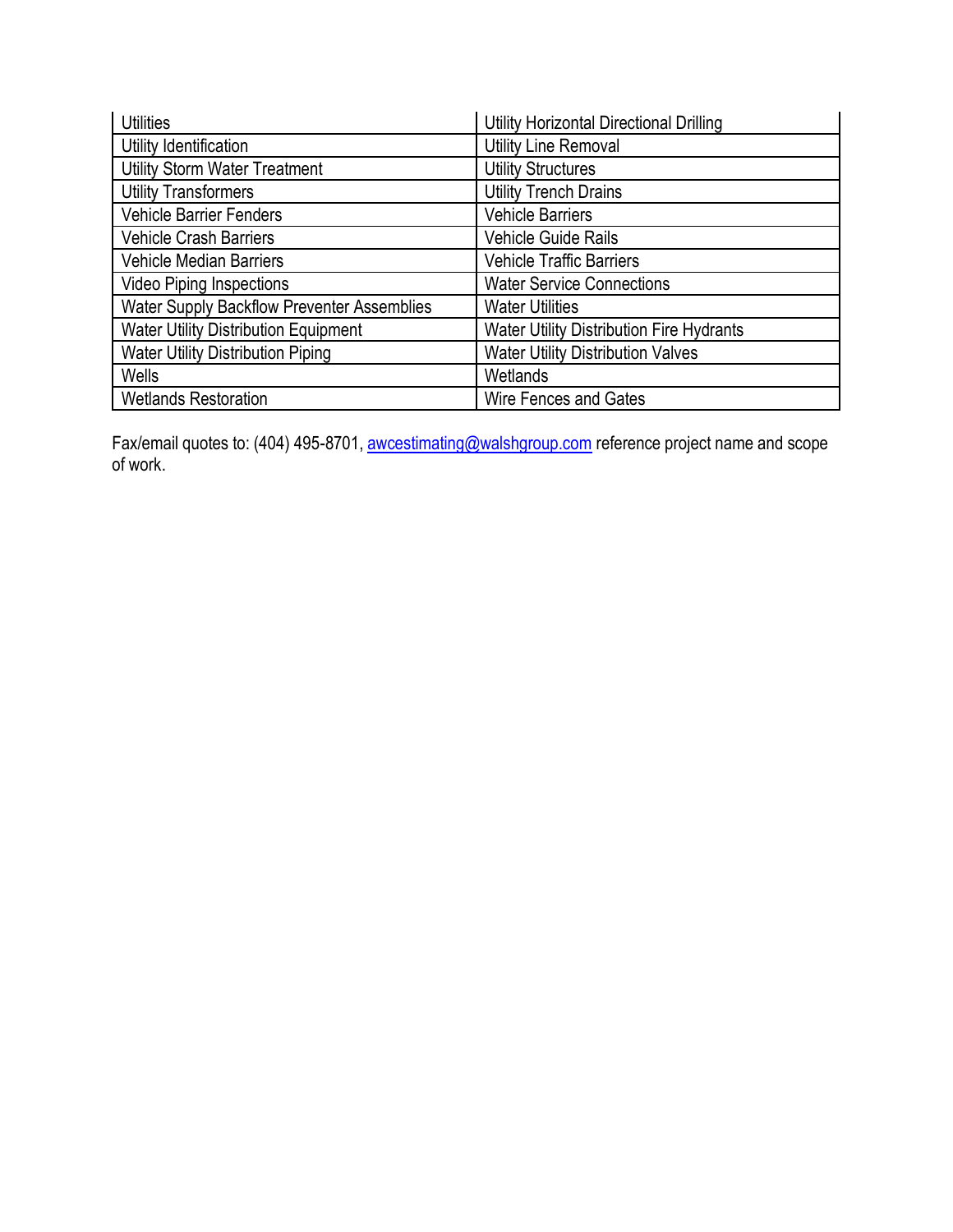| | |
|---|---|
| Utilities | Utility Horizontal Directional Drilling |
| Utility Identification | Utility Line Removal |
| Utility Storm Water Treatment | Utility Structures |
| Utility Transformers | Utility Trench Drains |
| Vehicle Barrier Fenders | Vehicle Barriers |
| Vehicle Crash Barriers | Vehicle Guide Rails |
| Vehicle Median Barriers | Vehicle Traffic Barriers |
| Video Piping Inspections | Water Service Connections |
| Water Supply Backflow Preventer Assemblies | Water Utilities |
| Water Utility Distribution Equipment | Water Utility Distribution Fire Hydrants |
| Water Utility Distribution Piping | Water Utility Distribution Valves |
| Wells | Wetlands |
| Wetlands Restoration | Wire Fences and Gates |

Fax/email quotes to: (404) 495-8701, awcestimating@walshgroup.com reference project name and scope of work.